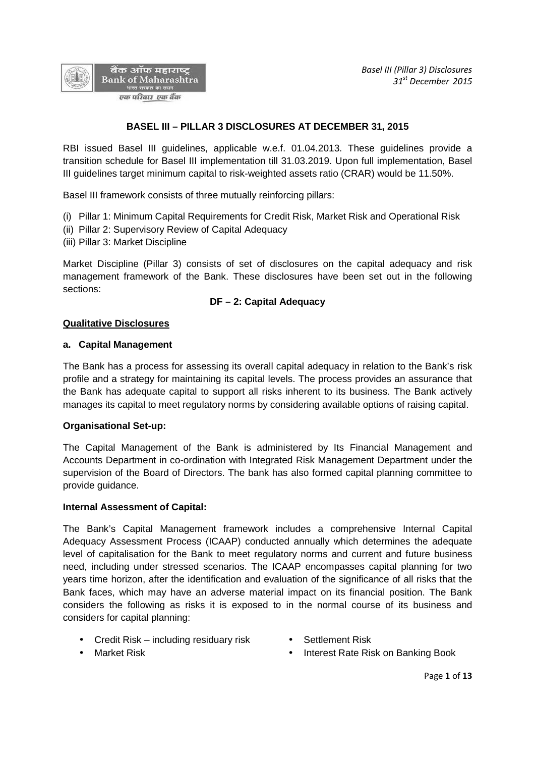# BASEL III – PILLAR 3 DISCLOSURES AT DECEMBER 31, 2015

RBI issued Basel III guidelines, applicable w.e.f. 01.04.2013. These guidelines provide a transition schedule for Basel III implementation till 31.03.2019. Upon full implementation, Basel III guidelines target minimum capital to risk-weighted assets ratio (CRAR) would be 11.50%.

Basel III framework consists of three mutually reinforcing pillars:

(i) Pillar 1: Minimum Capital Requirements for Credit Risk, Market Risk and Operational Risk
(ii) Pillar 2: Supervisory Review of Capital Adequacy
(iii) Pillar 3: Market Discipline

Market Discipline (Pillar 3) consists of set of disclosures on the capital adequacy and risk management framework of the Bank. These disclosures have been set out in the following sections:

## DF – 2: Capital Adequacy

### Qualitative Disclosures

**a. Capital Management**

The Bank has a process for assessing its overall capital adequacy in relation to the Bank's risk profile and a strategy for maintaining its capital levels. The process provides an assurance that the Bank has adequate capital to support all risks inherent to its business. The Bank actively manages its capital to meet regulatory norms by considering available options of raising capital.

**Organisational Set-up:**

The Capital Management of the Bank is administered by Its Financial Management and Accounts Department in co-ordination with Integrated Risk Management Department under the supervision of the Board of Directors. The bank has also formed capital planning committee to provide guidance.

**Internal Assessment of Capital:**

The Bank's Capital Management framework includes a comprehensive Internal Capital Adequacy Assessment Process (ICAAP) conducted annually which determines the adequate level of capitalisation for the Bank to meet regulatory norms and current and future business need, including under stressed scenarios. The ICAAP encompasses capital planning for two years time horizon, after the identification and evaluation of the significance of all risks that the Bank faces, which may have an adverse material impact on its financial position. The Bank considers the following as risks it is exposed to in the normal course of its business and considers for capital planning:

- Credit Risk – including residuary risk
- Market Risk
- Settlement Risk
- Interest Rate Risk on Banking Book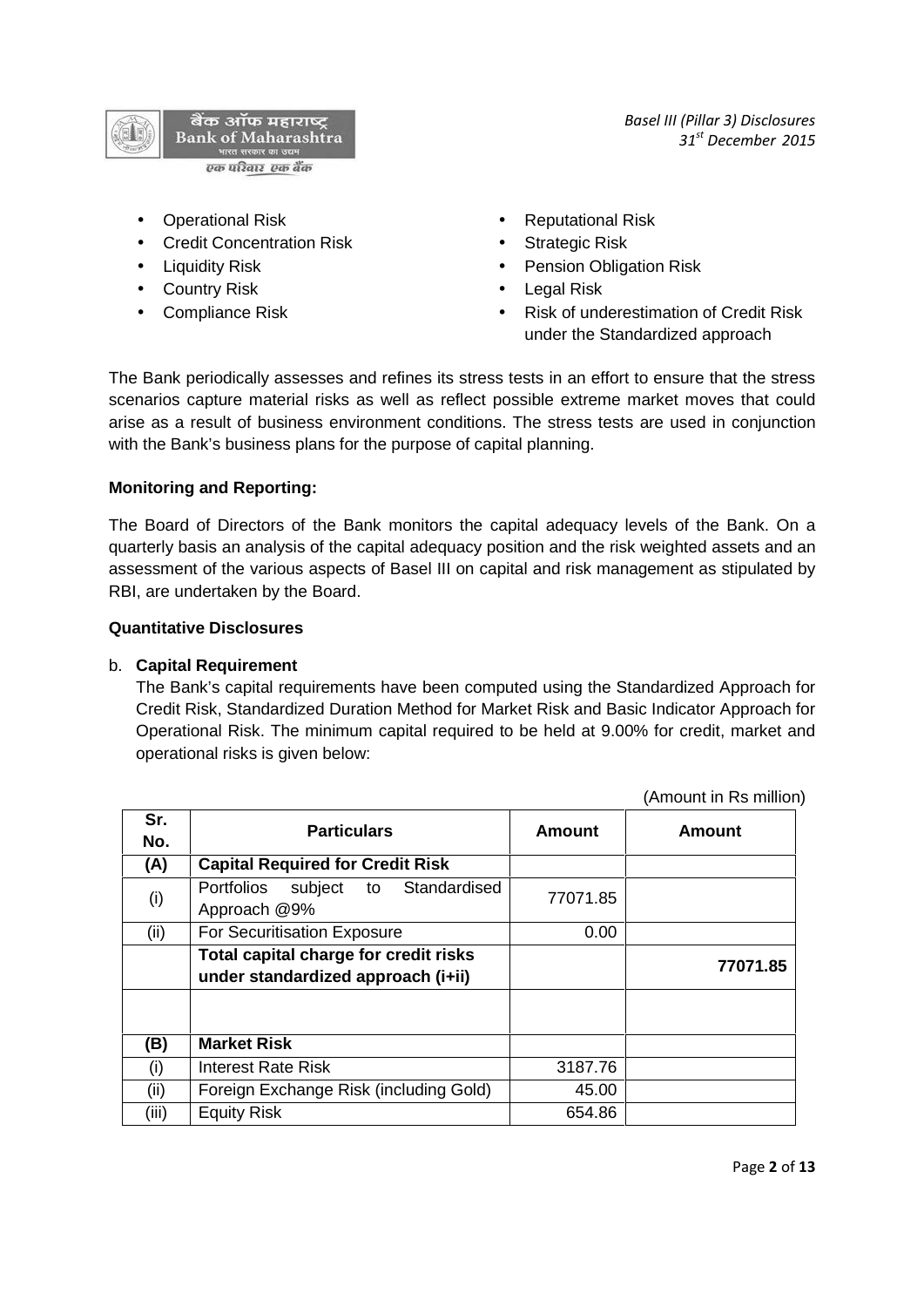- Operational Risk
- Credit Concentration Risk
- Liquidity Risk
- Country Risk
- Compliance Risk
- Reputational Risk
- Strategic Risk
- Pension Obligation Risk
- Legal Risk
- Risk of underestimation of Credit Risk under the Standardized approach

The Bank periodically assesses and refines its stress tests in an effort to ensure that the stress scenarios capture material risks as well as reflect possible extreme market moves that could arise as a result of business environment conditions. The stress tests are used in conjunction with the Bank's business plans for the purpose of capital planning.

**Monitoring and Reporting:**

The Board of Directors of the Bank monitors the capital adequacy levels of the Bank. On a quarterly basis an analysis of the capital adequacy position and the risk weighted assets and an assessment of the various aspects of Basel III on capital and risk management as stipulated by RBI, are undertaken by the Board.

**Quantitative Disclosures**

b. **Capital Requirement**

The Bank's capital requirements have been computed using the Standardized Approach for Credit Risk, Standardized Duration Method for Market Risk and Basic Indicator Approach for Operational Risk. The minimum capital required to be held at 9.00% for credit, market and operational risks is given below:

(Amount in Rs million)

| Sr. No. | Particulars | Amount | Amount |
|---|---|---|---|
| **(A)** | **Capital Required for Credit Risk** | | |
| (i) | Portfolios subject to Standardised Approach @9% | 77071.85 | |
| (ii) | For Securitisation Exposure | 0.00 | |
| | **Total capital charge for credit risks under standardized approach (i+ii)** | | **77071.85** |
| | | | |
| **(B)** | **Market Risk** | | |
| (i) | Interest Rate Risk | 3187.76 | |
| (ii) | Foreign Exchange Risk (including Gold) | 45.00 | |
| (iii) | Equity Risk | 654.86 | |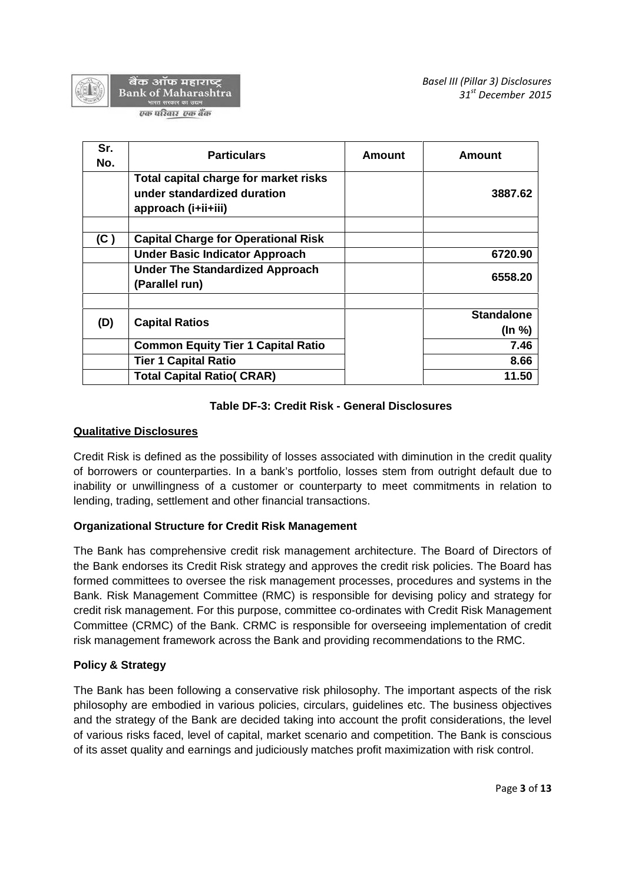| Sr. No. | Particulars | Amount | Amount |
|---|---|---|---|
| | **Total capital charge for market risks under standardized duration approach (i+ii+iii)** | | **3887.62** |
| | | | |
| **(C )** | **Capital Charge for Operational Risk** | | |
| | **Under Basic Indicator Approach** | | **6720.90** |
| | **Under The Standardized Approach (Parallel run)** | | **6558.20** |
| | | | |
| **(D)** | **Capital Ratios** | | **Standalone (In %)** |
| | **Common Equity Tier 1 Capital Ratio** | | **7.46** |
| | **Tier 1 Capital Ratio** | | **8.66** |
| | **Total Capital Ratio( CRAR)** | | **11.50** |

### Table DF-3: Credit Risk - General Disclosures

**Qualitative Disclosures**

Credit Risk is defined as the possibility of losses associated with diminution in the credit quality of borrowers or counterparties. In a bank's portfolio, losses stem from outright default due to inability or unwillingness of a customer or counterparty to meet commitments in relation to lending, trading, settlement and other financial transactions.

**Organizational Structure for Credit Risk Management**

The Bank has comprehensive credit risk management architecture. The Board of Directors of the Bank endorses its Credit Risk strategy and approves the credit risk policies. The Board has formed committees to oversee the risk management processes, procedures and systems in the Bank. Risk Management Committee (RMC) is responsible for devising policy and strategy for credit risk management. For this purpose, committee co-ordinates with Credit Risk Management Committee (CRMC) of the Bank. CRMC is responsible for overseeing implementation of credit risk management framework across the Bank and providing recommendations to the RMC.

**Policy & Strategy**

The Bank has been following a conservative risk philosophy. The important aspects of the risk philosophy are embodied in various policies, circulars, guidelines etc. The business objectives and the strategy of the Bank are decided taking into account the profit considerations, the level of various risks faced, level of capital, market scenario and competition. The Bank is conscious of its asset quality and earnings and judiciously matches profit maximization with risk control.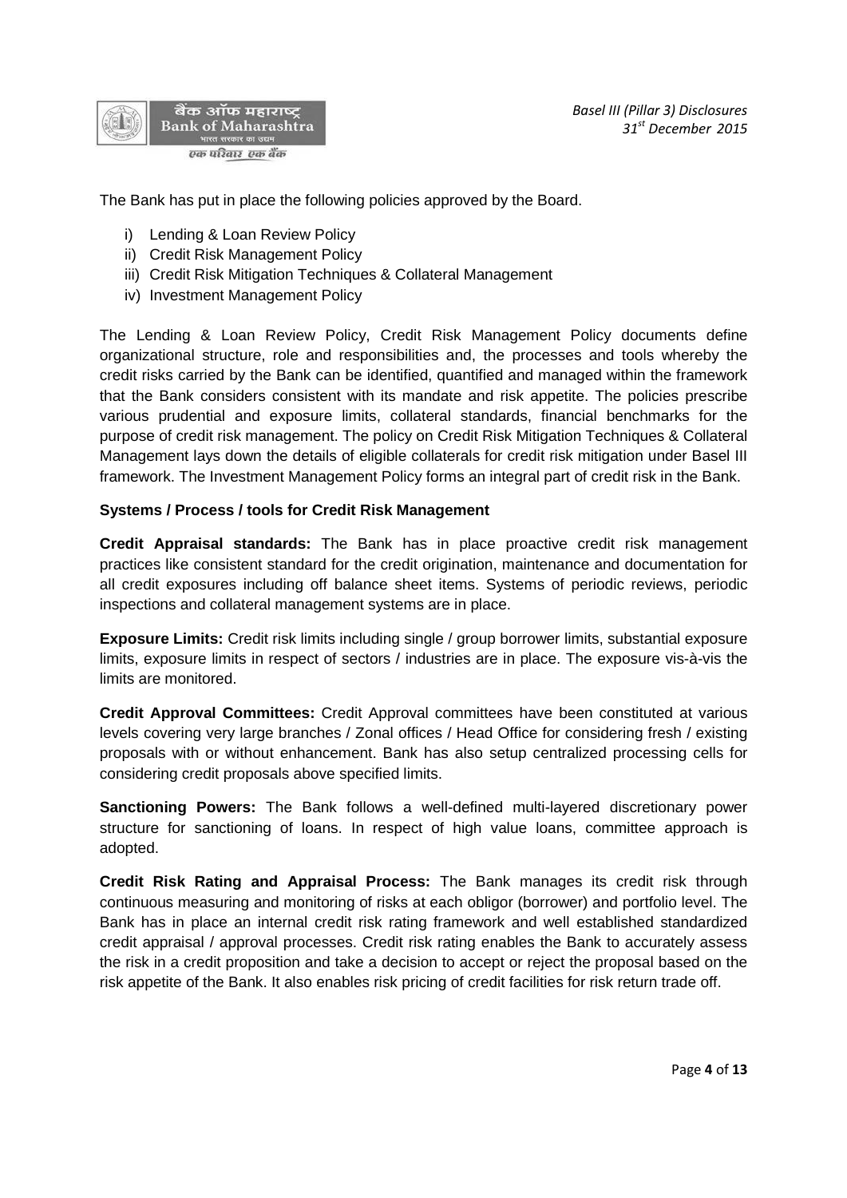The Bank has put in place the following policies approved by the Board.

i) Lending & Loan Review Policy
ii) Credit Risk Management Policy
iii) Credit Risk Mitigation Techniques & Collateral Management
iv) Investment Management Policy

The Lending & Loan Review Policy, Credit Risk Management Policy documents define organizational structure, role and responsibilities and, the processes and tools whereby the credit risks carried by the Bank can be identified, quantified and managed within the framework that the Bank considers consistent with its mandate and risk appetite. The policies prescribe various prudential and exposure limits, collateral standards, financial benchmarks for the purpose of credit risk management. The policy on Credit Risk Mitigation Techniques & Collateral Management lays down the details of eligible collaterals for credit risk mitigation under Basel III framework. The Investment Management Policy forms an integral part of credit risk in the Bank.

**Systems / Process / tools for Credit Risk Management**

**Credit Appraisal standards:** The Bank has in place proactive credit risk management practices like consistent standard for the credit origination, maintenance and documentation for all credit exposures including off balance sheet items. Systems of periodic reviews, periodic inspections and collateral management systems are in place.

**Exposure Limits:** Credit risk limits including single / group borrower limits, substantial exposure limits, exposure limits in respect of sectors / industries are in place. The exposure vis-à-vis the limits are monitored.

**Credit Approval Committees:** Credit Approval committees have been constituted at various levels covering very large branches / Zonal offices / Head Office for considering fresh / existing proposals with or without enhancement. Bank has also setup centralized processing cells for considering credit proposals above specified limits.

**Sanctioning Powers:** The Bank follows a well-defined multi-layered discretionary power structure for sanctioning of loans. In respect of high value loans, committee approach is adopted.

**Credit Risk Rating and Appraisal Process:** The Bank manages its credit risk through continuous measuring and monitoring of risks at each obligor (borrower) and portfolio level. The Bank has in place an internal credit risk rating framework and well established standardized credit appraisal / approval processes. Credit risk rating enables the Bank to accurately assess the risk in a credit proposition and take a decision to accept or reject the proposal based on the risk appetite of the Bank. It also enables risk pricing of credit facilities for risk return trade off.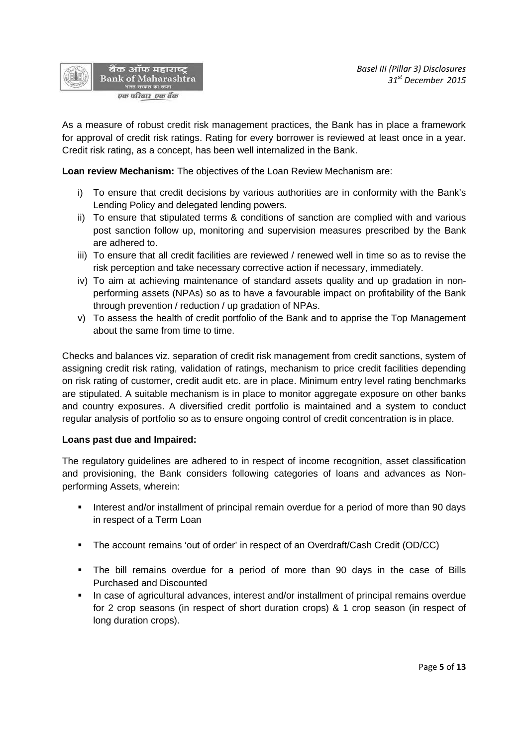As a measure of robust credit risk management practices, the Bank has in place a framework for approval of credit risk ratings. Rating for every borrower is reviewed at least once in a year. Credit risk rating, as a concept, has been well internalized in the Bank.

**Loan review Mechanism:** The objectives of the Loan Review Mechanism are:

i) To ensure that credit decisions by various authorities are in conformity with the Bank's Lending Policy and delegated lending powers.
ii) To ensure that stipulated terms & conditions of sanction are complied with and various post sanction follow up, monitoring and supervision measures prescribed by the Bank are adhered to.
iii) To ensure that all credit facilities are reviewed / renewed well in time so as to revise the risk perception and take necessary corrective action if necessary, immediately.
iv) To aim at achieving maintenance of standard assets quality and up gradation in non-performing assets (NPAs) so as to have a favourable impact on profitability of the Bank through prevention / reduction / up gradation of NPAs.
v) To assess the health of credit portfolio of the Bank and to apprise the Top Management about the same from time to time.

Checks and balances viz. separation of credit risk management from credit sanctions, system of assigning credit risk rating, validation of ratings, mechanism to price credit facilities depending on risk rating of customer, credit audit etc. are in place. Minimum entry level rating benchmarks are stipulated. A suitable mechanism is in place to monitor aggregate exposure on other banks and country exposures. A diversified credit portfolio is maintained and a system to conduct regular analysis of portfolio so as to ensure ongoing control of credit concentration is in place.

**Loans past due and Impaired:**

The regulatory guidelines are adhered to in respect of income recognition, asset classification and provisioning, the Bank considers following categories of loans and advances as Non-performing Assets, wherein:

- Interest and/or installment of principal remain overdue for a period of more than 90 days in respect of a Term Loan
- The account remains 'out of order' in respect of an Overdraft/Cash Credit (OD/CC)
- The bill remains overdue for a period of more than 90 days in the case of Bills Purchased and Discounted
- In case of agricultural advances, interest and/or installment of principal remains overdue for 2 crop seasons (in respect of short duration crops) & 1 crop season (in respect of long duration crops).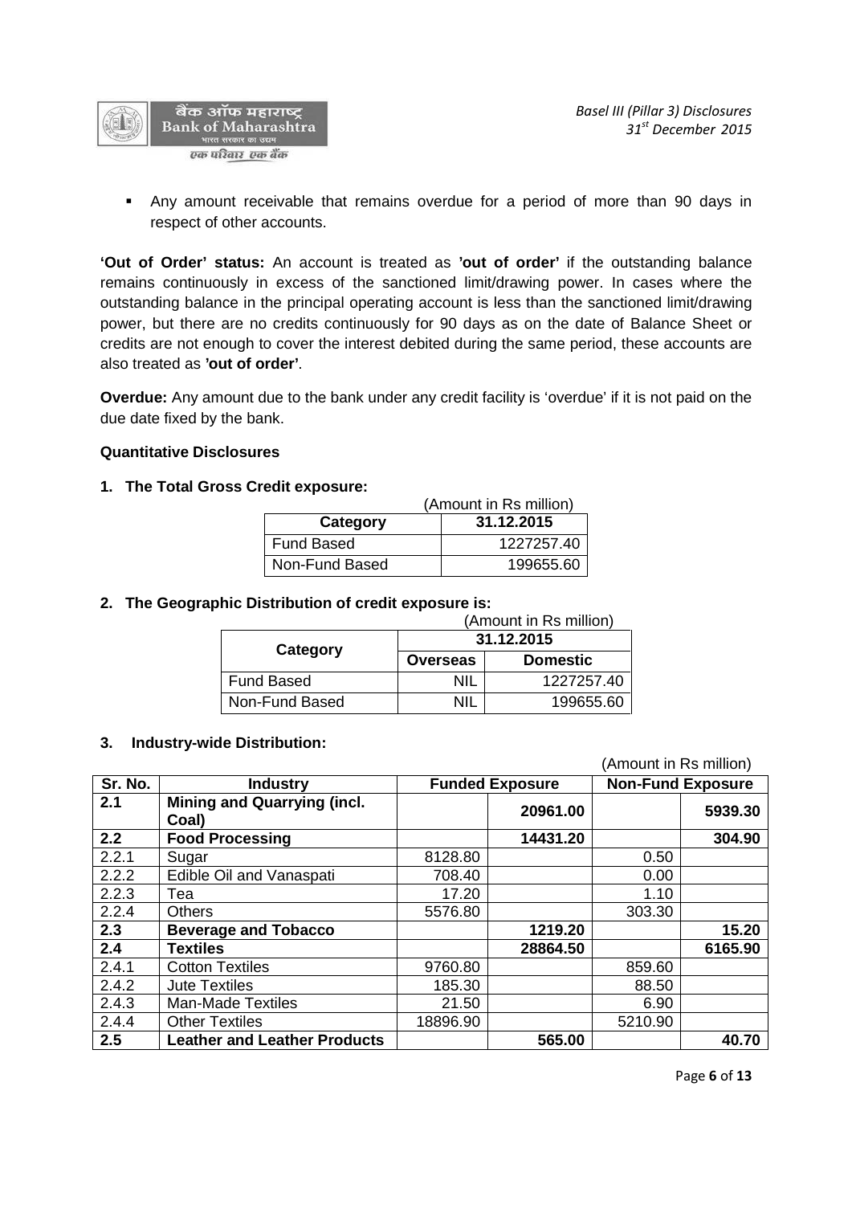- Any amount receivable that remains overdue for a period of more than 90 days in respect of other accounts.

**'Out of Order' status:** An account is treated as **'out of order'** if the outstanding balance remains continuously in excess of the sanctioned limit/drawing power. In cases where the outstanding balance in the principal operating account is less than the sanctioned limit/drawing power, but there are no credits continuously for 90 days as on the date of Balance Sheet or credits are not enough to cover the interest debited during the same period, these accounts are also treated as **'out of order'**.

**Overdue:** Any amount due to the bank under any credit facility is 'overdue' if it is not paid on the due date fixed by the bank.

**Quantitative Disclosures**

**1. The Total Gross Credit exposure:**

(Amount in Rs million)

| Category | 31.12.2015 |
|---|---|
| Fund Based | 1227257.40 |
| Non-Fund Based | 199655.60 |

**2. The Geographic Distribution of credit exposure is:**

(Amount in Rs million)

| Category | 31.12.2015 | |
|---|---|---|
| | Overseas | Domestic |
| Fund Based | NIL | 1227257.40 |
| Non-Fund Based | NIL | 199655.60 |

**3. Industry-wide Distribution:**

(Amount in Rs million)

| Sr. No. | Industry | Funded Exposure | | Non-Fund Exposure | |
|---|---|---|---|---|---|
| **2.1** | **Mining and Quarrying (incl. Coal)** | | **20961.00** | | **5939.30** |
| **2.2** | **Food Processing** | | **14431.20** | | **304.90** |
| 2.2.1 | Sugar | 8128.80 | | 0.50 | |
| 2.2.2 | Edible Oil and Vanaspati | 708.40 | | 0.00 | |
| 2.2.3 | Tea | 17.20 | | 1.10 | |
| 2.2.4 | Others | 5576.80 | | 303.30 | |
| **2.3** | **Beverage and Tobacco** | | **1219.20** | | **15.20** |
| **2.4** | **Textiles** | | **28864.50** | | **6165.90** |
| 2.4.1 | Cotton Textiles | 9760.80 | | 859.60 | |
| 2.4.2 | Jute Textiles | 185.30 | | 88.50 | |
| 2.4.3 | Man-Made Textiles | 21.50 | | 6.90 | |
| 2.4.4 | Other Textiles | 18896.90 | | 5210.90 | |
| **2.5** | **Leather and Leather Products** | | **565.00** | | **40.70** |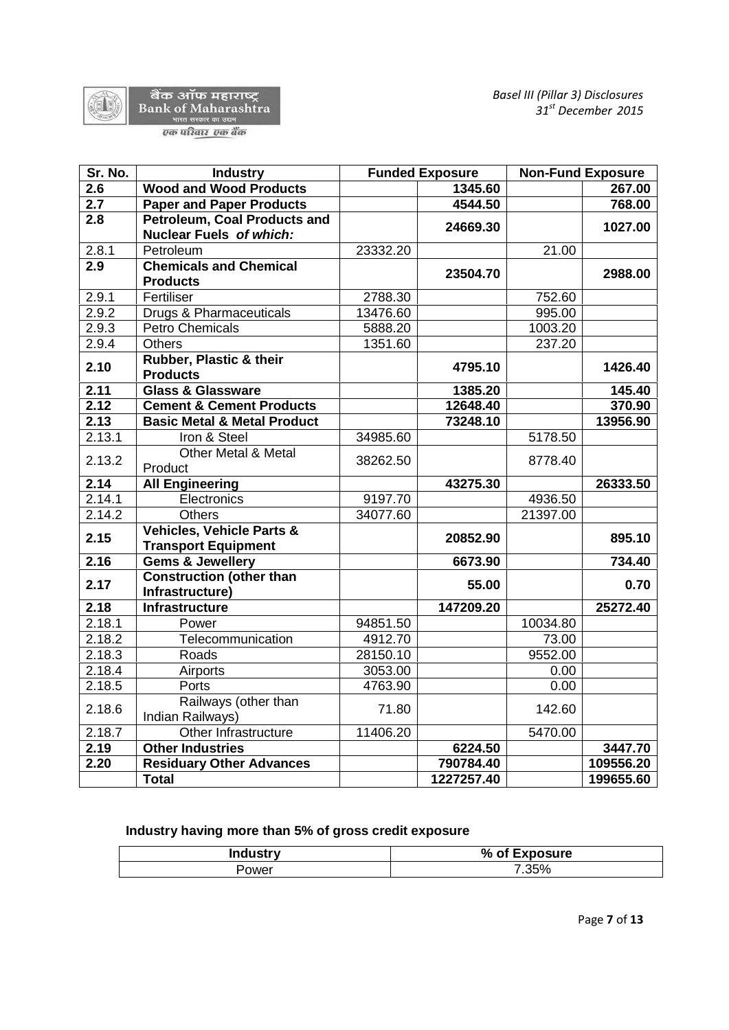| Sr. No. | Industry | Funded Exposure | | Non-Fund Exposure | |
|---|---|---|---|---|---|
| **2.6** | **Wood and Wood Products** | | **1345.60** | | **267.00** |
| **2.7** | **Paper and Paper Products** | | **4544.50** | | **768.00** |
| **2.8** | **Petroleum, Coal Products and Nuclear Fuels *of which:*** | | **24669.30** | | **1027.00** |
| 2.8.1 | Petroleum | 23332.20 | | 21.00 | |
| **2.9** | **Chemicals and Chemical Products** | | **23504.70** | | **2988.00** |
| 2.9.1 | Fertiliser | 2788.30 | | 752.60 | |
| 2.9.2 | Drugs & Pharmaceuticals | 13476.60 | | 995.00 | |
| 2.9.3 | Petro Chemicals | 5888.20 | | 1003.20 | |
| 2.9.4 | Others | 1351.60 | | 237.20 | |
| **2.10** | **Rubber, Plastic & their Products** | | **4795.10** | | **1426.40** |
| **2.11** | **Glass & Glassware** | | **1385.20** | | **145.40** |
| **2.12** | **Cement & Cement Products** | | **12648.40** | | **370.90** |
| **2.13** | **Basic Metal & Metal Product** | | **73248.10** | | **13956.90** |
| 2.13.1 | Iron & Steel | 34985.60 | | 5178.50 | |
| 2.13.2 | Other Metal & Metal Product | 38262.50 | | 8778.40 | |
| **2.14** | **All Engineering** | | **43275.30** | | **26333.50** |
| 2.14.1 | Electronics | 9197.70 | | 4936.50 | |
| 2.14.2 | Others | 34077.60 | | 21397.00 | |
| **2.15** | **Vehicles, Vehicle Parts & Transport Equipment** | | **20852.90** | | **895.10** |
| **2.16** | **Gems & Jewellery** | | **6673.90** | | **734.40** |
| **2.17** | **Construction (other than Infrastructure)** | | **55.00** | | **0.70** |
| **2.18** | **Infrastructure** | | **147209.20** | | **25272.40** |
| 2.18.1 | Power | 94851.50 | | 10034.80 | |
| 2.18.2 | Telecommunication | 4912.70 | | 73.00 | |
| 2.18.3 | Roads | 28150.10 | | 9552.00 | |
| 2.18.4 | Airports | 3053.00 | | 0.00 | |
| 2.18.5 | Ports | 4763.90 | | 0.00 | |
| 2.18.6 | Railways (other than Indian Railways) | 71.80 | | 142.60 | |
| 2.18.7 | Other Infrastructure | 11406.20 | | 5470.00 | |
| **2.19** | **Other Industries** | | **6224.50** | | **3447.70** |
| **2.20** | **Residuary Other Advances** | | **790784.40** | | **109556.20** |
| | **Total** | | **1227257.40** | | **199655.60** |

**Industry having more than 5% of gross credit exposure**

| Industry | % of Exposure |
|---|---|
| Power | 7.35% |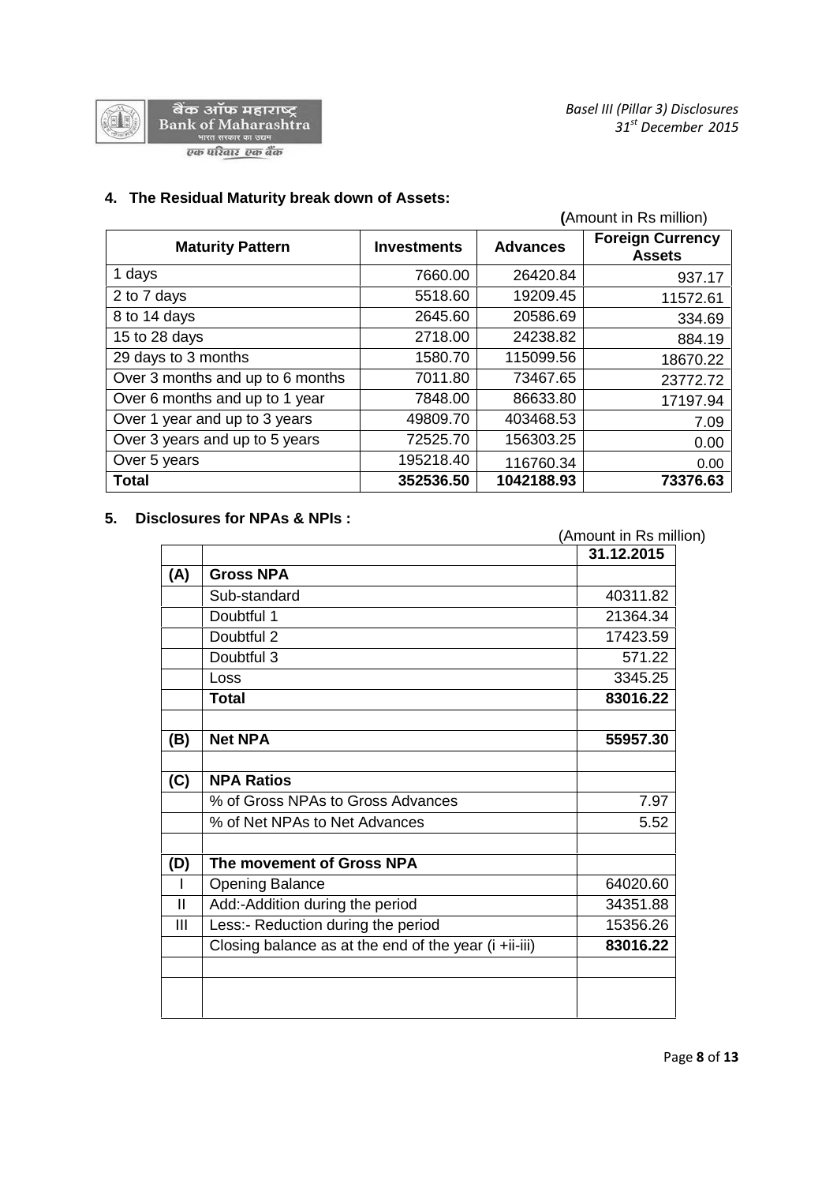## 4. The Residual Maturity break down of Assets:

**(**Amount in Rs million)

| Maturity Pattern | Investments | Advances | Foreign Currency Assets |
|---|---|---|---|
| 1 days | 7660.00 | 26420.84 | 937.17 |
| 2 to 7 days | 5518.60 | 19209.45 | 11572.61 |
| 8 to 14 days | 2645.60 | 20586.69 | 334.69 |
| 15 to 28 days | 2718.00 | 24238.82 | 884.19 |
| 29 days to 3 months | 1580.70 | 115099.56 | 18670.22 |
| Over 3 months and up to 6 months | 7011.80 | 73467.65 | 23772.72 |
| Over 6 months and up to 1 year | 7848.00 | 86633.80 | 17197.94 |
| Over 1 year and up to 3 years | 49809.70 | 403468.53 | 7.09 |
| Over 3 years and up to 5 years | 72525.70 | 156303.25 | 0.00 |
| Over 5 years | 195218.40 | 116760.34 | 0.00 |
| **Total** | **352536.50** | **1042188.93** | **73376.63** |

## 5. Disclosures for NPAs & NPIs :

(Amount in Rs million)

| | | 31.12.2015 |
|---|---|---|
| **(A)** | **Gross NPA** | |
| | Sub-standard | 40311.82 |
| | Doubtful 1 | 21364.34 |
| | Doubtful 2 | 17423.59 |
| | Doubtful 3 | 571.22 |
| | Loss | 3345.25 |
| | **Total** | **83016.22** |
| | | |
| **(B)** | **Net NPA** | **55957.30** |
| | | |
| **(C)** | **NPA Ratios** | |
| | % of Gross NPAs to Gross Advances | 7.97 |
| | % of Net NPAs to Net Advances | 5.52 |
| | | |
| **(D)** | **The movement of Gross NPA** | |
| I | Opening Balance | 64020.60 |
| II | Add:-Addition during the period | 34351.88 |
| III | Less:- Reduction during the period | 15356.26 |
| | Closing balance as at the end of the year (i +ii-iii) | **83016.22** |
| | | |
| | | |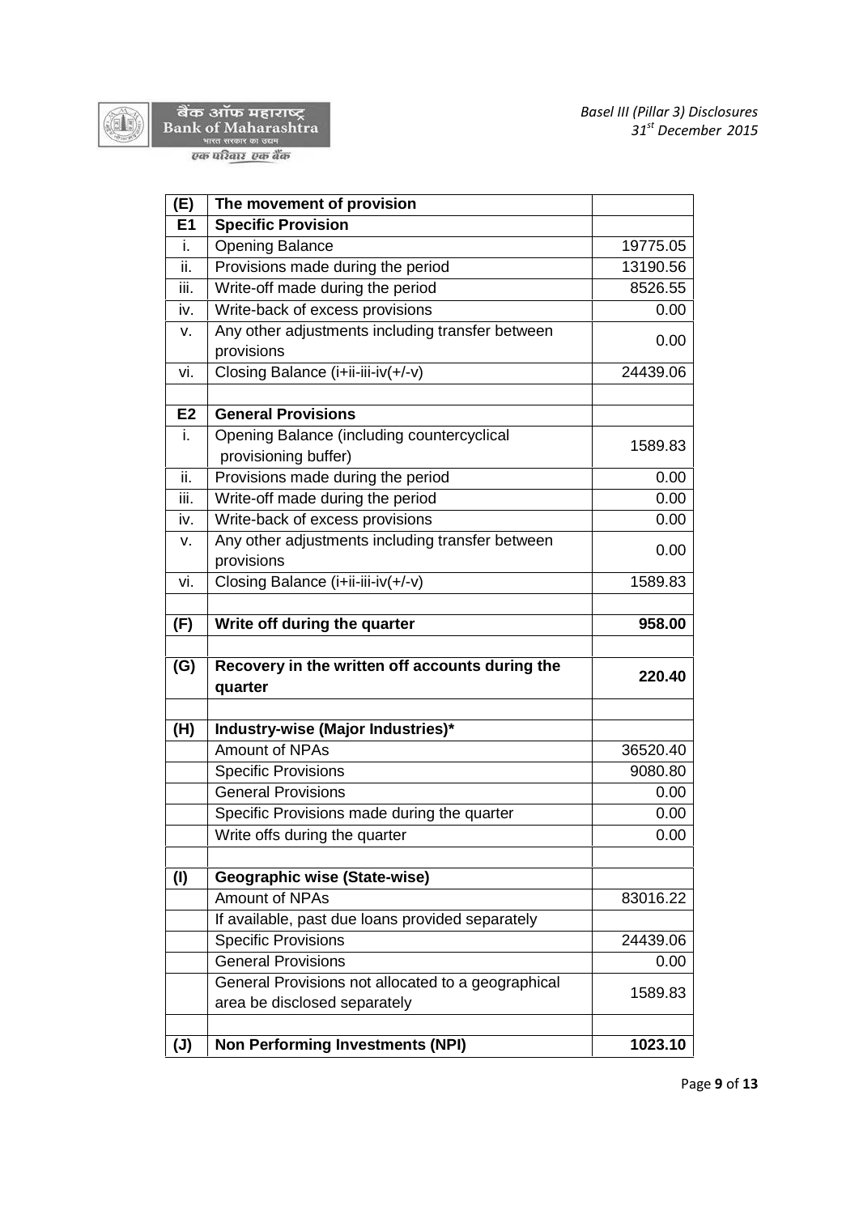| (E) | **The movement of provision** | |
|---|---|---|
| **E1** | **Specific Provision** | |
| i. | Opening Balance | 19775.05 |
| ii. | Provisions made during the period | 13190.56 |
| iii. | Write-off made during the period | 8526.55 |
| iv. | Write-back of excess provisions | 0.00 |
| v. | Any other adjustments including transfer between provisions | 0.00 |
| vi. | Closing Balance (i+ii-iii-iv(+/-v) | 24439.06 |
| | | |
| **E2** | **General Provisions** | |
| i. | Opening Balance (including countercyclical provisioning buffer) | 1589.83 |
| ii. | Provisions made during the period | 0.00 |
| iii. | Write-off made during the period | 0.00 |
| iv. | Write-back of excess provisions | 0.00 |
| v. | Any other adjustments including transfer between provisions | 0.00 |
| vi. | Closing Balance (i+ii-iii-iv(+/-v) | 1589.83 |
| | | |
| **(F)** | **Write off during the quarter** | **958.00** |
| | | |
| **(G)** | **Recovery in the written off accounts during the quarter** | **220.40** |
| | | |
| **(H)** | **Industry-wise (Major Industries)*** | |
| | Amount of NPAs | 36520.40 |
| | Specific Provisions | 9080.80 |
| | General Provisions | 0.00 |
| | Specific Provisions made during the quarter | 0.00 |
| | Write offs during the quarter | 0.00 |
| | | |
| **(I)** | **Geographic wise (State-wise)** | |
| | Amount of NPAs | 83016.22 |
| | If available, past due loans provided separately | |
| | Specific Provisions | 24439.06 |
| | General Provisions | 0.00 |
| | General Provisions not allocated to a geographical area be disclosed separately | 1589.83 |
| | | |
| **(J)** | **Non Performing Investments (NPI)** | **1023.10** |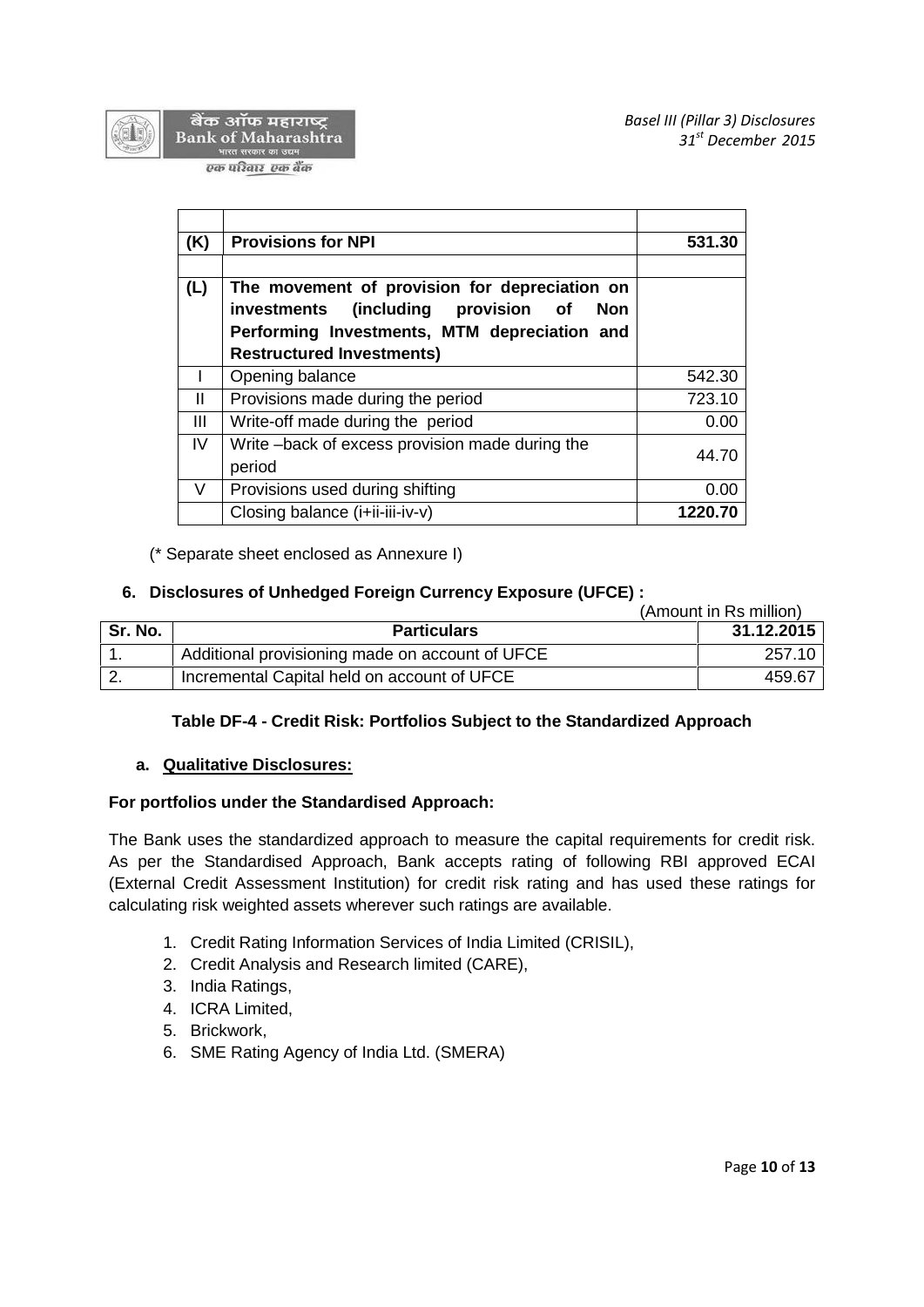| | | |
|---|---|---|
| | | |
| **(K)** | **Provisions for NPI** | **531.30** |
| | | |
| **(L)** | **The movement of provision for depreciation on investments (including provision of Non Performing Investments, MTM depreciation and Restructured Investments)** | |
| I | Opening balance | 542.30 |
| II | Provisions made during the period | 723.10 |
| III | Write-off made during the period | 0.00 |
| IV | Write –back of excess provision made during the period | 44.70 |
| V | Provisions used during shifting | 0.00 |
| | Closing balance (i+ii-iii-iv-v) | **1220.70** |

(* Separate sheet enclosed as Annexure I)

### 6. Disclosures of Unhedged Foreign Currency Exposure (UFCE) :

(Amount in Rs million)

| Sr. No. | Particulars | 31.12.2015 |
|---|---|---|
| 1. | Additional provisioning made on account of UFCE | 257.10 |
| 2. | Incremental Capital held on account of UFCE | 459.67 |

## Table DF-4 - Credit Risk: Portfolios Subject to the Standardized Approach

### a. Qualitative Disclosures:

**For portfolios under the Standardised Approach:**

The Bank uses the standardized approach to measure the capital requirements for credit risk. As per the Standardised Approach, Bank accepts rating of following RBI approved ECAI (External Credit Assessment Institution) for credit risk rating and has used these ratings for calculating risk weighted assets wherever such ratings are available.

1. Credit Rating Information Services of India Limited (CRISIL),
2. Credit Analysis and Research limited (CARE),
3. India Ratings,
4. ICRA Limited,
5. Brickwork,
6. SME Rating Agency of India Ltd. (SMERA)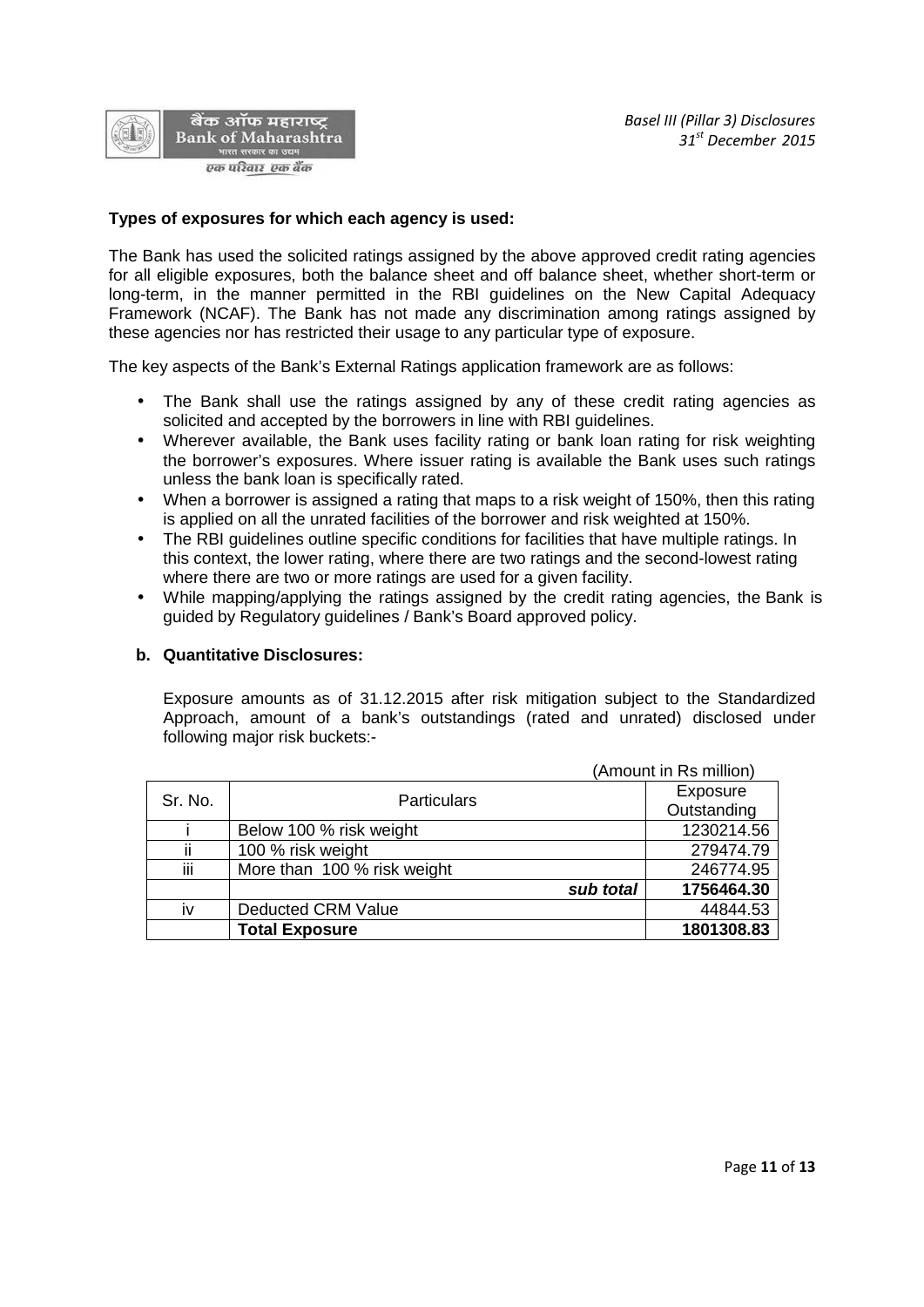**Types of exposures for which each agency is used:**

The Bank has used the solicited ratings assigned by the above approved credit rating agencies for all eligible exposures, both the balance sheet and off balance sheet, whether short-term or long-term, in the manner permitted in the RBI guidelines on the New Capital Adequacy Framework (NCAF). The Bank has not made any discrimination among ratings assigned by these agencies nor has restricted their usage to any particular type of exposure.

The key aspects of the Bank's External Ratings application framework are as follows:

- The Bank shall use the ratings assigned by any of these credit rating agencies as solicited and accepted by the borrowers in line with RBI guidelines.
- Wherever available, the Bank uses facility rating or bank loan rating for risk weighting the borrower's exposures. Where issuer rating is available the Bank uses such ratings unless the bank loan is specifically rated.
- When a borrower is assigned a rating that maps to a risk weight of 150%, then this rating is applied on all the unrated facilities of the borrower and risk weighted at 150%.
- The RBI guidelines outline specific conditions for facilities that have multiple ratings. In this context, the lower rating, where there are two ratings and the second-lowest rating where there are two or more ratings are used for a given facility.
- While mapping/applying the ratings assigned by the credit rating agencies, the Bank is guided by Regulatory guidelines / Bank's Board approved policy.

**b. Quantitative Disclosures:**

Exposure amounts as of 31.12.2015 after risk mitigation subject to the Standardized Approach, amount of a bank's outstandings (rated and unrated) disclosed under following major risk buckets:-

(Amount in Rs million)

| Sr. No. | Particulars | Exposure Outstanding |
|---|---|---|
| i | Below 100 % risk weight | 1230214.56 |
| ii | 100 % risk weight | 279474.79 |
| iii | More than 100 % risk weight | 246774.95 |
| | ***sub total*** | **1756464.30** |
| iv | Deducted CRM Value | 44844.53 |
| | **Total Exposure** | **1801308.83** |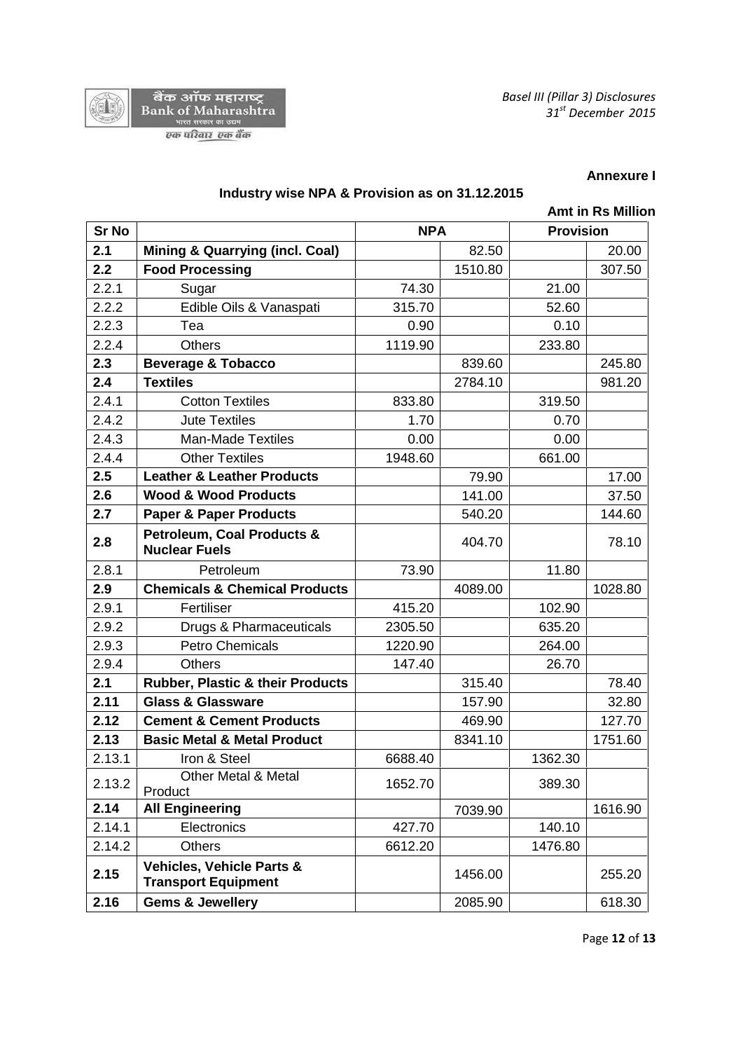**Annexure I**

## Industry wise NPA & Provision as on 31.12.2015

**Amt in Rs Million**

| Sr No | | NPA | | Provision | |
|---|---|---|---|---|---|
| **2.1** | **Mining & Quarrying (incl. Coal)** | | 82.50 | | 20.00 |
| **2.2** | **Food Processing** | | 1510.80 | | 307.50 |
| 2.2.1 | Sugar | 74.30 | | 21.00 | |
| 2.2.2 | Edible Oils & Vanaspati | 315.70 | | 52.60 | |
| 2.2.3 | Tea | 0.90 | | 0.10 | |
| 2.2.4 | Others | 1119.90 | | 233.80 | |
| **2.3** | **Beverage & Tobacco** | | 839.60 | | 245.80 |
| **2.4** | **Textiles** | | 2784.10 | | 981.20 |
| 2.4.1 | Cotton Textiles | 833.80 | | 319.50 | |
| 2.4.2 | Jute Textiles | 1.70 | | 0.70 | |
| 2.4.3 | Man-Made Textiles | 0.00 | | 0.00 | |
| 2.4.4 | Other Textiles | 1948.60 | | 661.00 | |
| **2.5** | **Leather & Leather Products** | | 79.90 | | 17.00 |
| **2.6** | **Wood & Wood Products** | | 141.00 | | 37.50 |
| **2.7** | **Paper & Paper Products** | | 540.20 | | 144.60 |
| **2.8** | **Petroleum, Coal Products & Nuclear Fuels** | | 404.70 | | 78.10 |
| 2.8.1 | Petroleum | 73.90 | | 11.80 | |
| **2.9** | **Chemicals & Chemical Products** | | 4089.00 | | 1028.80 |
| 2.9.1 | Fertiliser | 415.20 | | 102.90 | |
| 2.9.2 | Drugs & Pharmaceuticals | 2305.50 | | 635.20 | |
| 2.9.3 | Petro Chemicals | 1220.90 | | 264.00 | |
| 2.9.4 | Others | 147.40 | | 26.70 | |
| **2.1** | **Rubber, Plastic & their Products** | | 315.40 | | 78.40 |
| **2.11** | **Glass & Glassware** | | 157.90 | | 32.80 |
| **2.12** | **Cement & Cement Products** | | 469.90 | | 127.70 |
| **2.13** | **Basic Metal & Metal Product** | | 8341.10 | | 1751.60 |
| 2.13.1 | Iron & Steel | 6688.40 | | 1362.30 | |
| 2.13.2 | Other Metal & Metal Product | 1652.70 | | 389.30 | |
| **2.14** | **All Engineering** | | 7039.90 | | 1616.90 |
| 2.14.1 | Electronics | 427.70 | | 140.10 | |
| 2.14.2 | Others | 6612.20 | | 1476.80 | |
| **2.15** | **Vehicles, Vehicle Parts & Transport Equipment** | | 1456.00 | | 255.20 |
| **2.16** | **Gems & Jewellery** | | 2085.90 | | 618.30 |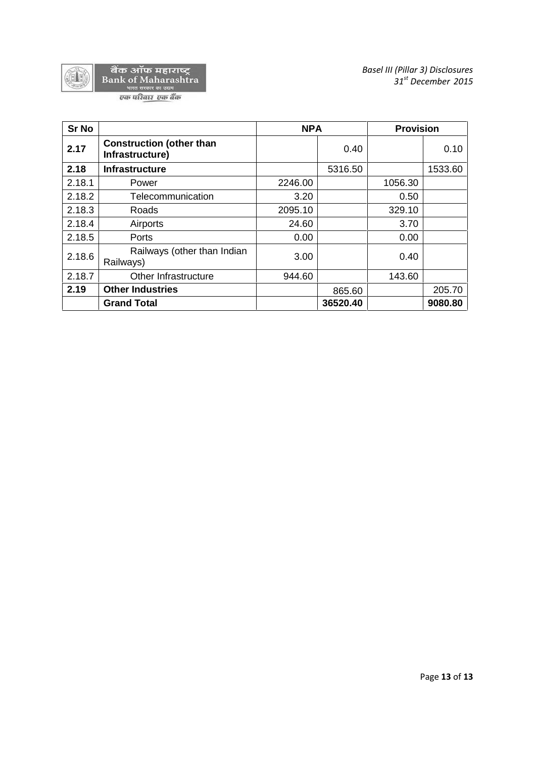| Sr No | | NPA | | Provision | |
|---|---|---|---|---|---|
| **2.17** | **Construction (other than Infrastructure)** | | 0.40 | | 0.10 |
| **2.18** | **Infrastructure** | | 5316.50 | | 1533.60 |
| 2.18.1 | Power | 2246.00 | | 1056.30 | |
| 2.18.2 | Telecommunication | 3.20 | | 0.50 | |
| 2.18.3 | Roads | 2095.10 | | 329.10 | |
| 2.18.4 | Airports | 24.60 | | 3.70 | |
| 2.18.5 | Ports | 0.00 | | 0.00 | |
| 2.18.6 | Railways (other than Indian Railways) | 3.00 | | 0.40 | |
| 2.18.7 | Other Infrastructure | 944.60 | | 143.60 | |
| **2.19** | **Other Industries** | | 865.60 | | 205.70 |
| | **Grand Total** | | **36520.40** | | **9080.80** |